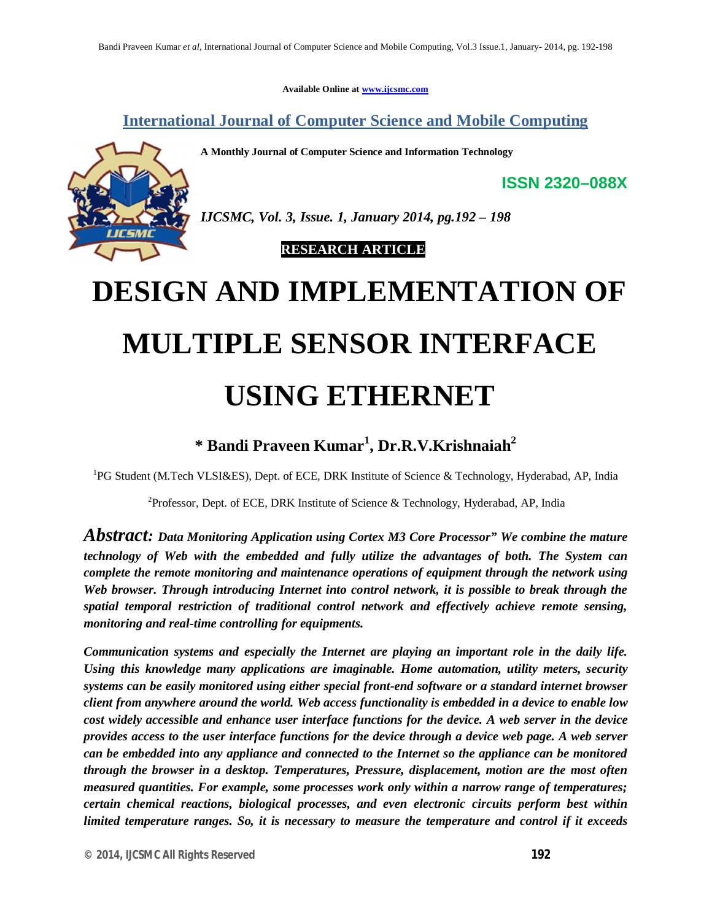Available Online at www.ijcsmc.com

## International Journal of Computer Science and Mobile Computing

**A Monthly Journal of Computer Science and Information Technology**

**ISSN 2320–088X**

*IJCSMC, Vol. 3, Issue. 1, January 2014, pg.192 – 198*

**RESEARCH ARTICLE**

# DESIGN AND IMPLEMENTATION OF MULTIPLE SENSOR INTERFACE USING ETHERNET

**\* Bandi Praveen Kumar[1], Dr.R.V.Krishnaiah[2]**

[1]PG Student (M.Tech VLSI&ES), Dept. of ECE, DRK Institute of Science & Technology, Hyderabad, AP, India

[2]Professor, Dept. of ECE, DRK Institute of Science & Technology, Hyderabad, AP, India

***Abstract:*** ***Data Monitoring Application using Cortex M3 Core Processor" We combine the mature technology of Web with the embedded and fully utilize the advantages of both. The System can complete the remote monitoring and maintenance operations of equipment through the network using Web browser. Through introducing Internet into control network, it is possible to break through the spatial temporal restriction of traditional control network and effectively achieve remote sensing, monitoring and real-time controlling for equipments.***

***Communication systems and especially the Internet are playing an important role in the daily life. Using this knowledge many applications are imaginable. Home automation, utility meters, security systems can be easily monitored using either special front-end software or a standard internet browser client from anywhere around the world. Web access functionality is embedded in a device to enable low cost widely accessible and enhance user interface functions for the device. A web server in the device provides access to the user interface functions for the device through a device web page. A web server can be embedded into any appliance and connected to the Internet so the appliance can be monitored through the browser in a desktop. Temperatures, Pressure, displacement, motion are the most often measured quantities. For example, some processes work only within a narrow range of temperatures; certain chemical reactions, biological processes, and even electronic circuits perform best within limited temperature ranges. So, it is necessary to measure the temperature and control if it exceeds***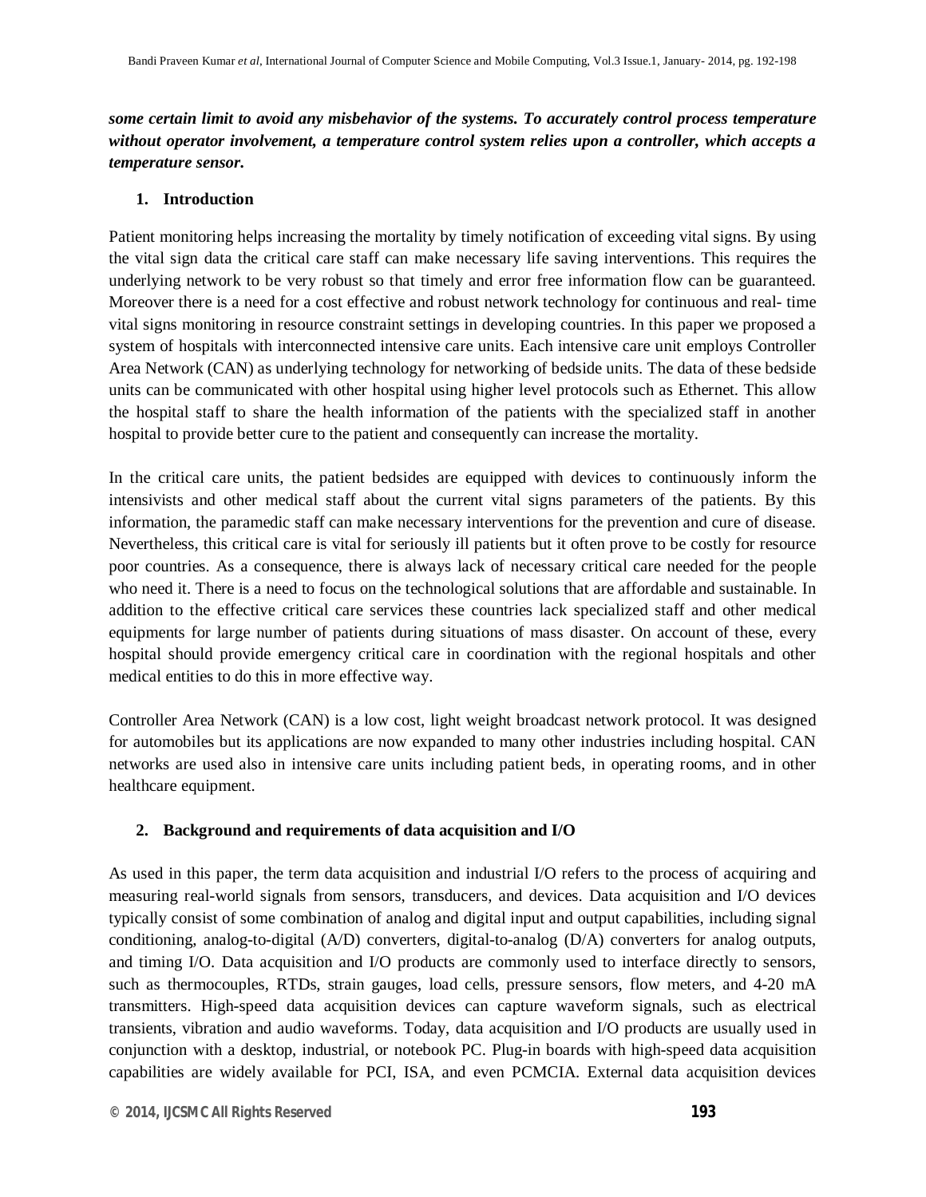***some certain limit to avoid any misbehavior of the systems. To accurately control process temperature without operator involvement, a temperature control system relies upon a controller, which accepts a temperature sensor.***

## 1. Introduction

Patient monitoring helps increasing the mortality by timely notification of exceeding vital signs. By using the vital sign data the critical care staff can make necessary life saving interventions. This requires the underlying network to be very robust so that timely and error free information flow can be guaranteed. Moreover there is a need for a cost effective and robust network technology for continuous and real- time vital signs monitoring in resource constraint settings in developing countries. In this paper we proposed a system of hospitals with interconnected intensive care units. Each intensive care unit employs Controller Area Network (CAN) as underlying technology for networking of bedside units. The data of these bedside units can be communicated with other hospital using higher level protocols such as Ethernet. This allow the hospital staff to share the health information of the patients with the specialized staff in another hospital to provide better cure to the patient and consequently can increase the mortality.

In the critical care units, the patient bedsides are equipped with devices to continuously inform the intensivists and other medical staff about the current vital signs parameters of the patients. By this information, the paramedic staff can make necessary interventions for the prevention and cure of disease. Nevertheless, this critical care is vital for seriously ill patients but it often prove to be costly for resource poor countries. As a consequence, there is always lack of necessary critical care needed for the people who need it. There is a need to focus on the technological solutions that are affordable and sustainable. In addition to the effective critical care services these countries lack specialized staff and other medical equipments for large number of patients during situations of mass disaster. On account of these, every hospital should provide emergency critical care in coordination with the regional hospitals and other medical entities to do this in more effective way.

Controller Area Network (CAN) is a low cost, light weight broadcast network protocol. It was designed for automobiles but its applications are now expanded to many other industries including hospital. CAN networks are used also in intensive care units including patient beds, in operating rooms, and in other healthcare equipment.

## 2. Background and requirements of data acquisition and I/O

As used in this paper, the term data acquisition and industrial I/O refers to the process of acquiring and measuring real-world signals from sensors, transducers, and devices. Data acquisition and I/O devices typically consist of some combination of analog and digital input and output capabilities, including signal conditioning, analog-to-digital (A/D) converters, digital-to-analog (D/A) converters for analog outputs, and timing I/O. Data acquisition and I/O products are commonly used to interface directly to sensors, such as thermocouples, RTDs, strain gauges, load cells, pressure sensors, flow meters, and 4-20 mA transmitters. High-speed data acquisition devices can capture waveform signals, such as electrical transients, vibration and audio waveforms. Today, data acquisition and I/O products are usually used in conjunction with a desktop, industrial, or notebook PC. Plug-in boards with high-speed data acquisition capabilities are widely available for PCI, ISA, and even PCMCIA. External data acquisition devices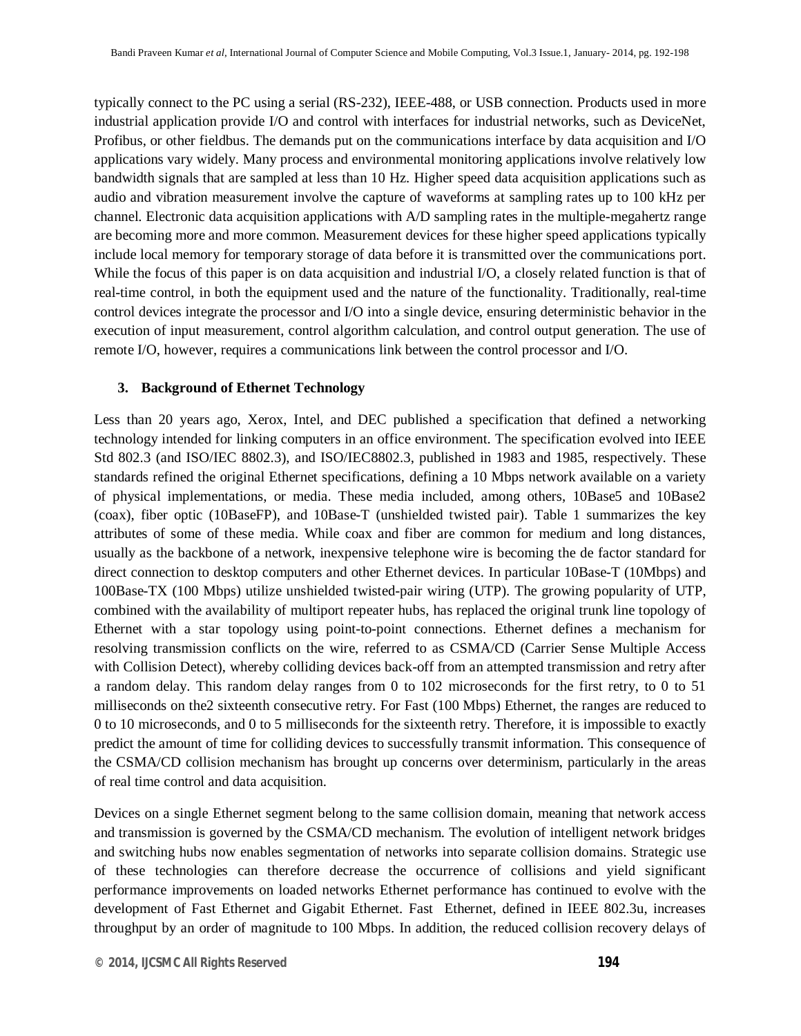typically connect to the PC using a serial (RS-232), IEEE-488, or USB connection. Products used in more industrial application provide I/O and control with interfaces for industrial networks, such as DeviceNet, Profibus, or other fieldbus. The demands put on the communications interface by data acquisition and I/O applications vary widely. Many process and environmental monitoring applications involve relatively low bandwidth signals that are sampled at less than 10 Hz. Higher speed data acquisition applications such as audio and vibration measurement involve the capture of waveforms at sampling rates up to 100 kHz per channel. Electronic data acquisition applications with A/D sampling rates in the multiple-megahertz range are becoming more and more common. Measurement devices for these higher speed applications typically include local memory for temporary storage of data before it is transmitted over the communications port. While the focus of this paper is on data acquisition and industrial I/O, a closely related function is that of real-time control, in both the equipment used and the nature of the functionality. Traditionally, real-time control devices integrate the processor and I/O into a single device, ensuring deterministic behavior in the execution of input measurement, control algorithm calculation, and control output generation. The use of remote I/O, however, requires a communications link between the control processor and I/O.

### 3. Background of Ethernet Technology

Less than 20 years ago, Xerox, Intel, and DEC published a specification that defined a networking technology intended for linking computers in an office environment. The specification evolved into IEEE Std 802.3 (and ISO/IEC 8802.3), and ISO/IEC8802.3, published in 1983 and 1985, respectively. These standards refined the original Ethernet specifications, defining a 10 Mbps network available on a variety of physical implementations, or media. These media included, among others, 10Base5 and 10Base2 (coax), fiber optic (10BaseFP), and 10Base-T (unshielded twisted pair). Table 1 summarizes the key attributes of some of these media. While coax and fiber are common for medium and long distances, usually as the backbone of a network, inexpensive telephone wire is becoming the de factor standard for direct connection to desktop computers and other Ethernet devices. In particular 10Base-T (10Mbps) and 100Base-TX (100 Mbps) utilize unshielded twisted-pair wiring (UTP). The growing popularity of UTP, combined with the availability of multiport repeater hubs, has replaced the original trunk line topology of Ethernet with a star topology using point-to-point connections. Ethernet defines a mechanism for resolving transmission conflicts on the wire, referred to as CSMA/CD (Carrier Sense Multiple Access with Collision Detect), whereby colliding devices back-off from an attempted transmission and retry after a random delay. This random delay ranges from 0 to 102 microseconds for the first retry, to 0 to 51 milliseconds on the2 sixteenth consecutive retry. For Fast (100 Mbps) Ethernet, the ranges are reduced to 0 to 10 microseconds, and 0 to 5 milliseconds for the sixteenth retry. Therefore, it is impossible to exactly predict the amount of time for colliding devices to successfully transmit information. This consequence of the CSMA/CD collision mechanism has brought up concerns over determinism, particularly in the areas of real time control and data acquisition.

Devices on a single Ethernet segment belong to the same collision domain, meaning that network access and transmission is governed by the CSMA/CD mechanism. The evolution of intelligent network bridges and switching hubs now enables segmentation of networks into separate collision domains. Strategic use of these technologies can therefore decrease the occurrence of collisions and yield significant performance improvements on loaded networks Ethernet performance has continued to evolve with the development of Fast Ethernet and Gigabit Ethernet. Fast Ethernet, defined in IEEE 802.3u, increases throughput by an order of magnitude to 100 Mbps. In addition, the reduced collision recovery delays of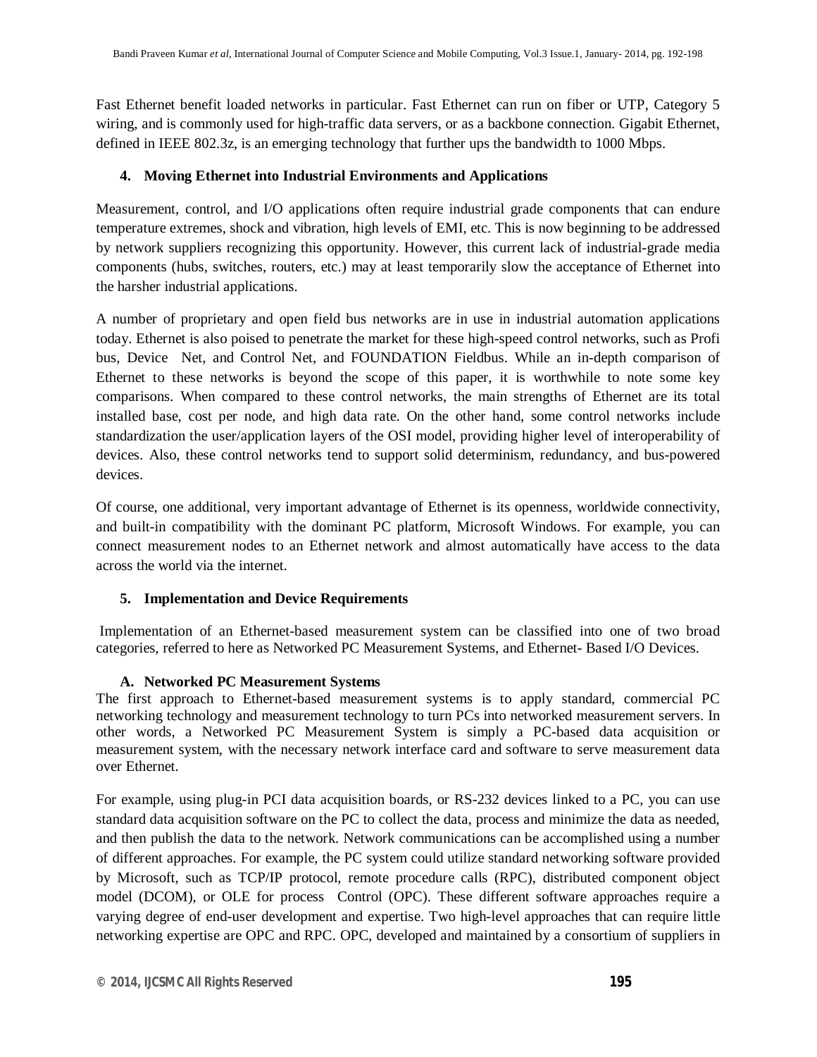Fast Ethernet benefit loaded networks in particular. Fast Ethernet can run on fiber or UTP, Category 5 wiring, and is commonly used for high-traffic data servers, or as a backbone connection. Gigabit Ethernet, defined in IEEE 802.3z, is an emerging technology that further ups the bandwidth to 1000 Mbps.

## 4. Moving Ethernet into Industrial Environments and Applications

Measurement, control, and I/O applications often require industrial grade components that can endure temperature extremes, shock and vibration, high levels of EMI, etc. This is now beginning to be addressed by network suppliers recognizing this opportunity. However, this current lack of industrial-grade media components (hubs, switches, routers, etc.) may at least temporarily slow the acceptance of Ethernet into the harsher industrial applications.

A number of proprietary and open field bus networks are in use in industrial automation applications today. Ethernet is also poised to penetrate the market for these high-speed control networks, such as Profi bus, Device Net, and Control Net, and FOUNDATION Fieldbus. While an in-depth comparison of Ethernet to these networks is beyond the scope of this paper, it is worthwhile to note some key comparisons. When compared to these control networks, the main strengths of Ethernet are its total installed base, cost per node, and high data rate. On the other hand, some control networks include standardization the user/application layers of the OSI model, providing higher level of interoperability of devices. Also, these control networks tend to support solid determinism, redundancy, and bus-powered devices.

Of course, one additional, very important advantage of Ethernet is its openness, worldwide connectivity, and built-in compatibility with the dominant PC platform, Microsoft Windows. For example, you can connect measurement nodes to an Ethernet network and almost automatically have access to the data across the world via the internet.

## 5. Implementation and Device Requirements

Implementation of an Ethernet-based measurement system can be classified into one of two broad categories, referred to here as Networked PC Measurement Systems, and Ethernet- Based I/O Devices.

### A. Networked PC Measurement Systems

The first approach to Ethernet-based measurement systems is to apply standard, commercial PC networking technology and measurement technology to turn PCs into networked measurement servers. In other words, a Networked PC Measurement System is simply a PC-based data acquisition or measurement system, with the necessary network interface card and software to serve measurement data over Ethernet.

For example, using plug-in PCI data acquisition boards, or RS-232 devices linked to a PC, you can use standard data acquisition software on the PC to collect the data, process and minimize the data as needed, and then publish the data to the network. Network communications can be accomplished using a number of different approaches. For example, the PC system could utilize standard networking software provided by Microsoft, such as TCP/IP protocol, remote procedure calls (RPC), distributed component object model (DCOM), or OLE for process Control (OPC). These different software approaches require a varying degree of end-user development and expertise. Two high-level approaches that can require little networking expertise are OPC and RPC. OPC, developed and maintained by a consortium of suppliers in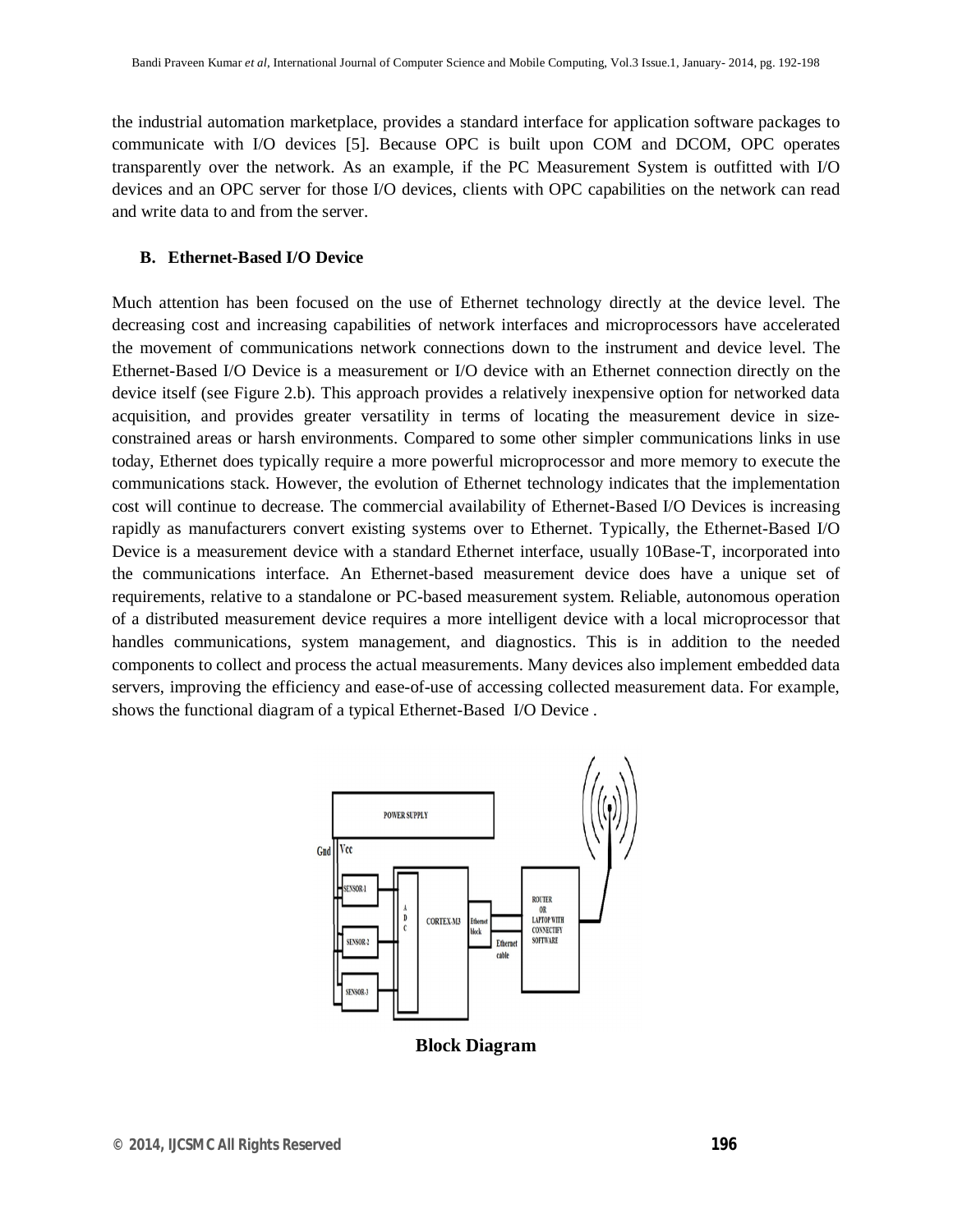the industrial automation marketplace, provides a standard interface for application software packages to communicate with I/O devices [5]. Because OPC is built upon COM and DCOM, OPC operates transparently over the network. As an example, if the PC Measurement System is outfitted with I/O devices and an OPC server for those I/O devices, clients with OPC capabilities on the network can read and write data to and from the server.

### B. Ethernet-Based I/O Device

Much attention has been focused on the use of Ethernet technology directly at the device level. The decreasing cost and increasing capabilities of network interfaces and microprocessors have accelerated the movement of communications network connections down to the instrument and device level. The Ethernet-Based I/O Device is a measurement or I/O device with an Ethernet connection directly on the device itself (see Figure 2.b). This approach provides a relatively inexpensive option for networked data acquisition, and provides greater versatility in terms of locating the measurement device in size-constrained areas or harsh environments. Compared to some other simpler communications links in use today, Ethernet does typically require a more powerful microprocessor and more memory to execute the communications stack. However, the evolution of Ethernet technology indicates that the implementation cost will continue to decrease. The commercial availability of Ethernet-Based I/O Devices is increasing rapidly as manufacturers convert existing systems over to Ethernet. Typically, the Ethernet-Based I/O Device is a measurement device with a standard Ethernet interface, usually 10Base-T, incorporated into the communications interface. An Ethernet-based measurement device does have a unique set of requirements, relative to a standalone or PC-based measurement system. Reliable, autonomous operation of a distributed measurement device requires a more intelligent device with a local microprocessor that handles communications, system management, and diagnostics. This is in addition to the needed components to collect and process the actual measurements. Many devices also implement embedded data servers, improving the efficiency and ease-of-use of accessing collected measurement data. For example, shows the functional diagram of a typical Ethernet-Based I/O Device .

**Block Diagram**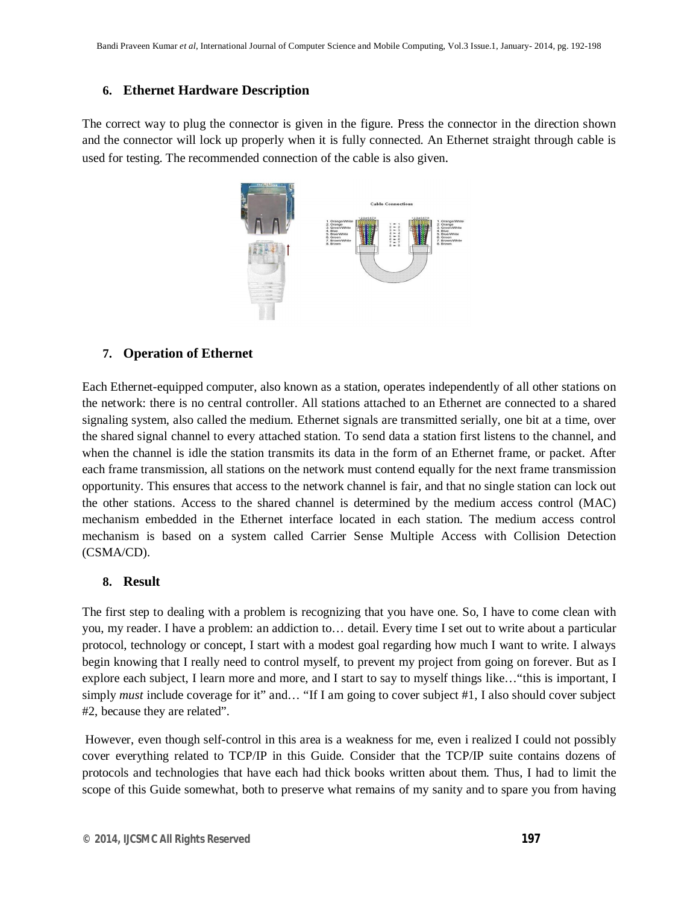## 6. Ethernet Hardware Description

The correct way to plug the connector is given in the figure. Press the connector in the direction shown and the connector will lock up properly when it is fully connected. An Ethernet straight through cable is used for testing. The recommended connection of the cable is also given.

## 7. Operation of Ethernet

Each Ethernet-equipped computer, also known as a station, operates independently of all other stations on the network: there is no central controller. All stations attached to an Ethernet are connected to a shared signaling system, also called the medium. Ethernet signals are transmitted serially, one bit at a time, over the shared signal channel to every attached station. To send data a station first listens to the channel, and when the channel is idle the station transmits its data in the form of an Ethernet frame, or packet. After each frame transmission, all stations on the network must contend equally for the next frame transmission opportunity. This ensures that access to the network channel is fair, and that no single station can lock out the other stations. Access to the shared channel is determined by the medium access control (MAC) mechanism embedded in the Ethernet interface located in each station. The medium access control mechanism is based on a system called Carrier Sense Multiple Access with Collision Detection (CSMA/CD).

## 8. Result

The first step to dealing with a problem is recognizing that you have one. So, I have to come clean with you, my reader. I have a problem: an addiction to… detail. Every time I set out to write about a particular protocol, technology or concept, I start with a modest goal regarding how much I want to write. I always begin knowing that I really need to control myself, to prevent my project from going on forever. But as I explore each subject, I learn more and more, and I start to say to myself things like…"this is important, I simply *must* include coverage for it" and… "If I am going to cover subject #1, I also should cover subject #2, because they are related".

However, even though self-control in this area is a weakness for me, even i realized I could not possibly cover everything related to TCP/IP in this Guide. Consider that the TCP/IP suite contains dozens of protocols and technologies that have each had thick books written about them. Thus, I had to limit the scope of this Guide somewhat, both to preserve what remains of my sanity and to spare you from having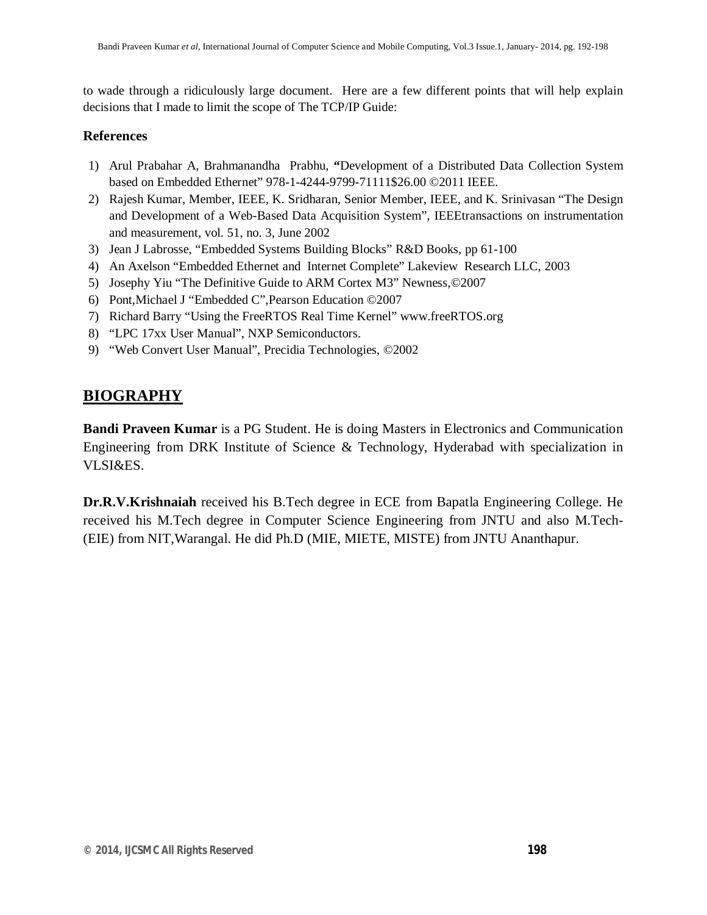to wade through a ridiculously large document. Here are a few different points that will help explain decisions that I made to limit the scope of The TCP/IP Guide:

**References**

1) Arul Prabahar A, Brahmanandha Prabhu, **"**Development of a Distributed Data Collection System based on Embedded Ethernet" 978-1-4244-9799-71111$26.00 ©2011 IEEE.
2) Rajesh Kumar, Member, IEEE, K. Sridharan, Senior Member, IEEE, and K. Srinivasan "The Design and Development of a Web-Based Data Acquisition System", IEEEtransactions on instrumentation and measurement, vol. 51, no. 3, June 2002
3) Jean J Labrosse, "Embedded Systems Building Blocks" R&D Books, pp 61-100
4) An Axelson "Embedded Ethernet and Internet Complete" Lakeview Research LLC, 2003
5) Josephy Yiu "The Definitive Guide to ARM Cortex M3" Newness,©2007
6) Pont,Michael J "Embedded C",Pearson Education ©2007
7) Richard Barry "Using the FreeRTOS Real Time Kernel" www.freeRTOS.org
8) "LPC 17xx User Manual", NXP Semiconductors.
9) "Web Convert User Manual", Precidia Technologies, ©2002

## BIOGRAPHY

**Bandi Praveen Kumar** is a PG Student. He is doing Masters in Electronics and Communication Engineering from DRK Institute of Science & Technology, Hyderabad with specialization in VLSI&ES.

**Dr.R.V.Krishnaiah** received his B.Tech degree in ECE from Bapatla Engineering College. He received his M.Tech degree in Computer Science Engineering from JNTU and also M.Tech-(EIE) from NIT,Warangal. He did Ph.D (MIE, MIETE, MISTE) from JNTU Ananthapur.